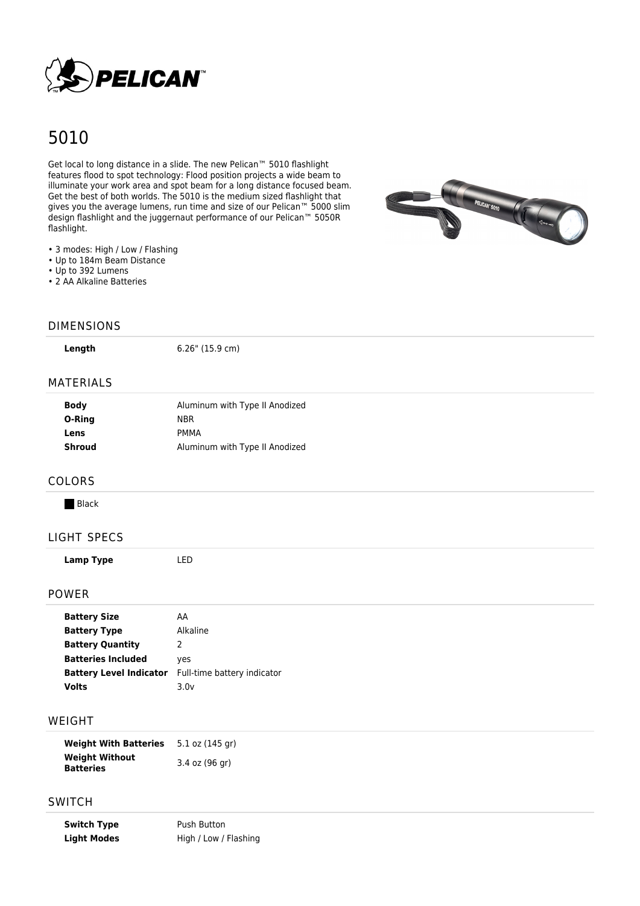# 5010

Get local to long distance in a slide. The new Pelican™ 5010 flashlight features flood to spot technology: Flood position projects a wide beam to illuminate your work area and spot beam for a long distance focused beam. Get the best of both worlds. The 5010 is the medium sized flashlight that gives you the average lumens, run time and size of our Pelican™ 5000 slim design flashlight and the juggernaut performance of our Pelican™ 5050R flashlight.

- 3 modes: High / Low / Flashing
- Up to 184m Beam Distance
- Up to 392 Lumens
- 2 AA Alkaline Batteries

## DIMENSIONS

| | |
|---|---|
| **Length** | 6.26" (15.9 cm) |

## MATERIALS

| | |
|---|---|
| **Body** | Aluminum with Type II Anodized |
| **O-Ring** | NBR |
| **Lens** | PMMA |
| **Shroud** | Aluminum with Type II Anodized |

## COLORS

Black

## LIGHT SPECS

| | |
|---|---|
| **Lamp Type** | LED |

## POWER

| | |
|---|---|
| **Battery Size** | AA |
| **Battery Type** | Alkaline |
| **Battery Quantity** | 2 |
| **Batteries Included** | yes |
| **Battery Level Indicator** | Full-time battery indicator |
| **Volts** | 3.0v |

## WEIGHT

| | |
|---|---|
| **Weight With Batteries** | 5.1 oz (145 gr) |
| **Weight Without Batteries** | 3.4 oz (96 gr) |

## SWITCH

| | |
|---|---|
| **Switch Type** | Push Button |
| **Light Modes** | High / Low / Flashing |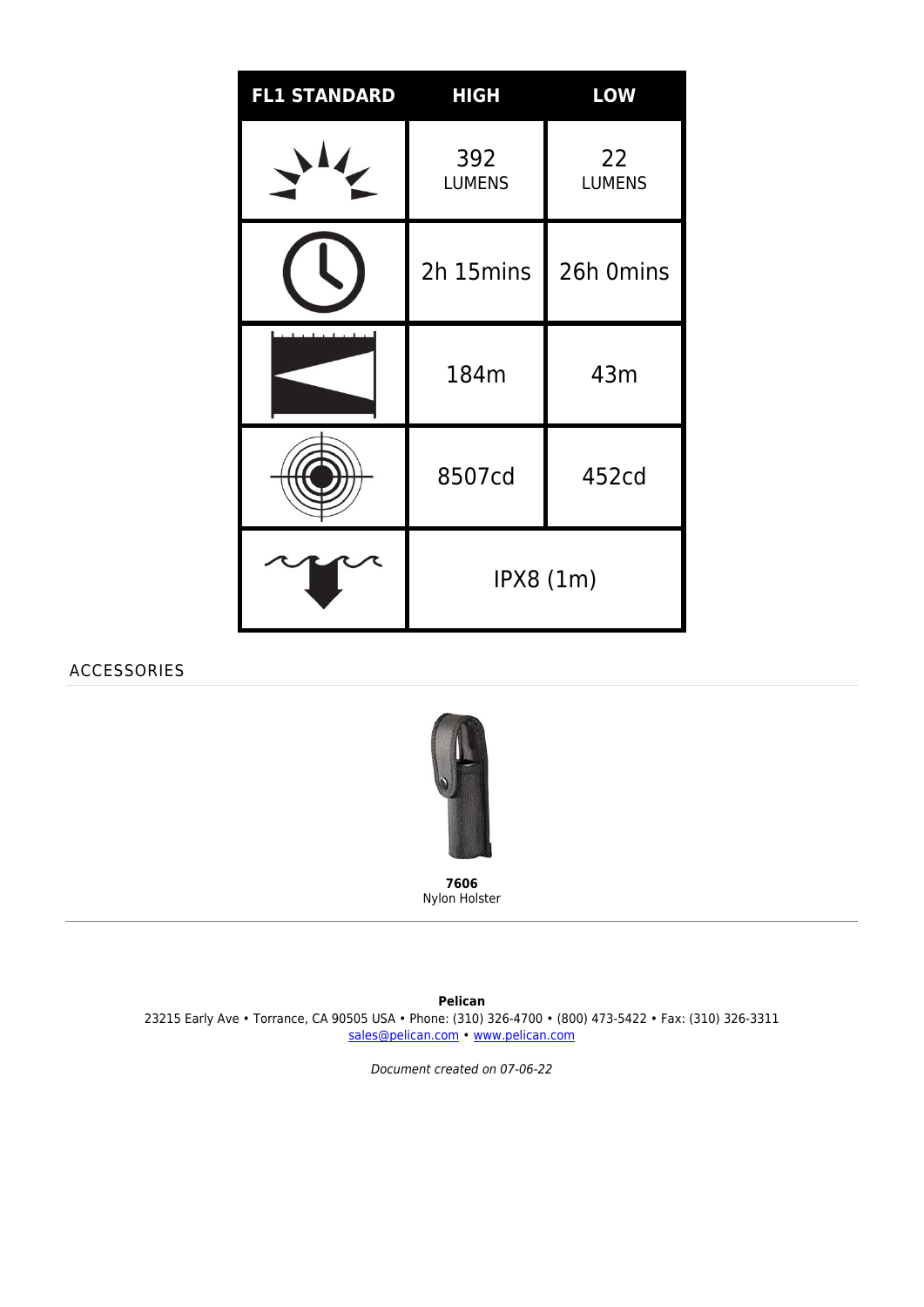| FL1 STANDARD | HIGH | LOW |
|---|---|---|
| | 392 LUMENS | 22 LUMENS |
| | 2h 15mins | 26h 0mins |
| | 184m | 43m |
| | 8507cd | 452cd |
| | IPX8 (1m) | |

## ACCESSORIES

**7606**
Nylon Holster

**Pelican**
23215 Early Ave • Torrance, CA 90505 USA • Phone: (310) 326-4700 • (800) 473-5422 • Fax: (310) 326-3311
sales@pelican.com • www.pelican.com

*Document created on 07-06-22*